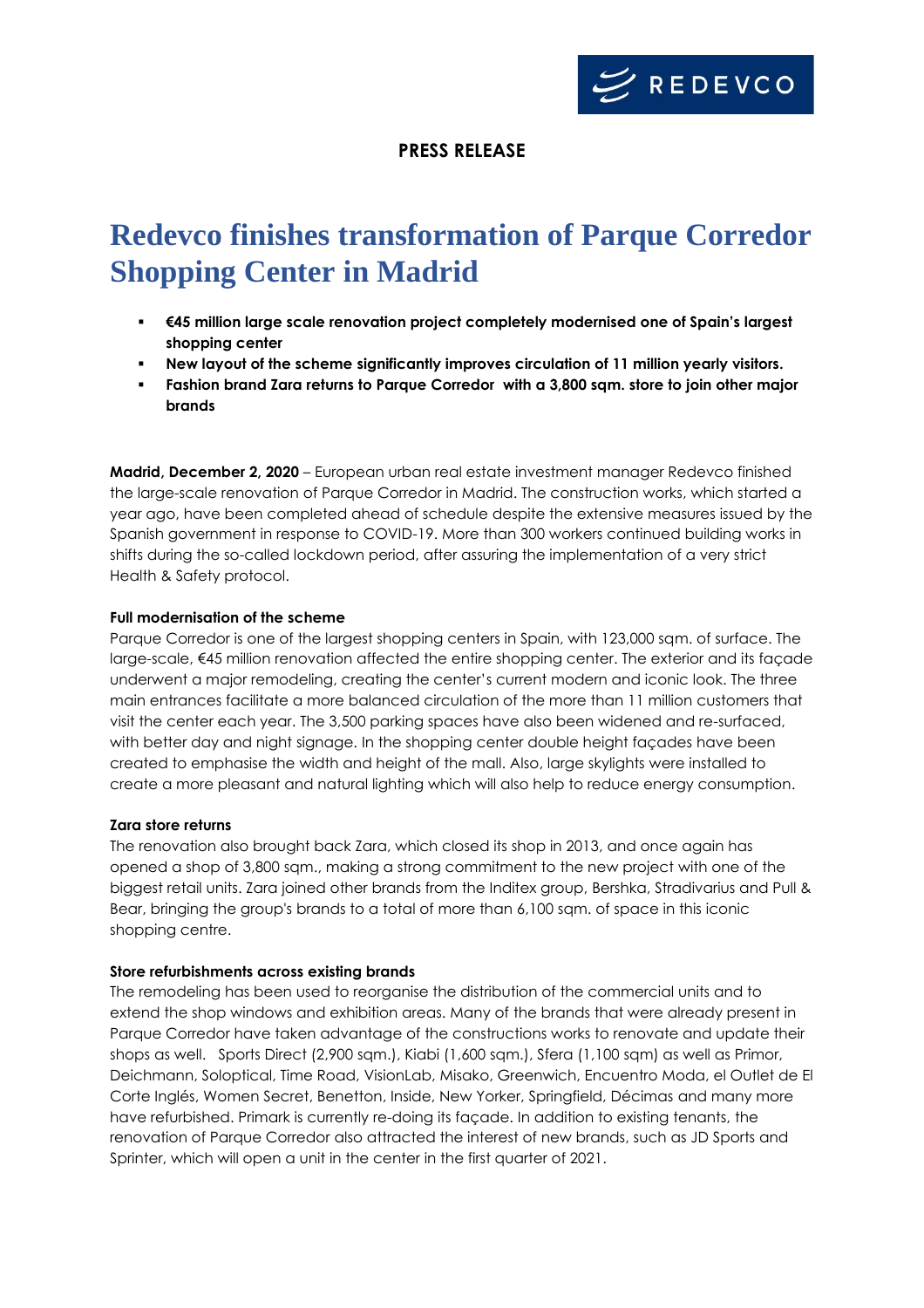REDEVCO

**PRESS RELEASE**

# Redevco finishes transformation of Parque Corredor Shopping Center in Madrid

- **€45 million large scale renovation project completely modernised one of Spain's largest shopping center**
- **New layout of the scheme significantly improves circulation of 11 million yearly visitors.**
- **Fashion brand Zara returns to Parque Corredor with a 3,800 sqm. store to join other major brands**

**Madrid, December 2, 2020** – European urban real estate investment manager Redevco finished the large-scale renovation of Parque Corredor in Madrid. The construction works, which started a year ago, have been completed ahead of schedule despite the extensive measures issued by the Spanish government in response to COVID-19. More than 300 workers continued building works in shifts during the so-called lockdown period, after assuring the implementation of a very strict Health & Safety protocol.

**Full modernisation of the scheme**

Parque Corredor is one of the largest shopping centers in Spain, with 123,000 sqm. of surface. The large-scale, €45 million renovation affected the entire shopping center. The exterior and its façade underwent a major remodeling, creating the center's current modern and iconic look. The three main entrances facilitate a more balanced circulation of the more than 11 million customers that visit the center each year. The 3,500 parking spaces have also been widened and re-surfaced, with better day and night signage. In the shopping center double height façades have been created to emphasise the width and height of the mall. Also, large skylights were installed to create a more pleasant and natural lighting which will also help to reduce energy consumption.

**Zara store returns**

The renovation also brought back Zara, which closed its shop in 2013, and once again has opened a shop of 3,800 sqm., making a strong commitment to the new project with one of the biggest retail units. Zara joined other brands from the Inditex group, Bershka, Stradivarius and Pull & Bear, bringing the group's brands to a total of more than 6,100 sqm. of space in this iconic shopping centre.

**Store refurbishments across existing brands**

The remodeling has been used to reorganise the distribution of the commercial units and to extend the shop windows and exhibition areas. Many of the brands that were already present in Parque Corredor have taken advantage of the constructions works to renovate and update their shops as well. Sports Direct (2,900 sqm.), Kiabi (1,600 sqm.), Sfera (1,100 sqm) as well as Primor, Deichmann, Soloptical, Time Road, VisionLab, Misako, Greenwich, Encuentro Moda, el Outlet de El Corte Inglés, Women Secret, Benetton, Inside, New Yorker, Springfield, Décimas and many more have refurbished. Primark is currently re-doing its façade. In addition to existing tenants, the renovation of Parque Corredor also attracted the interest of new brands, such as JD Sports and Sprinter, which will open a unit in the center in the first quarter of 2021.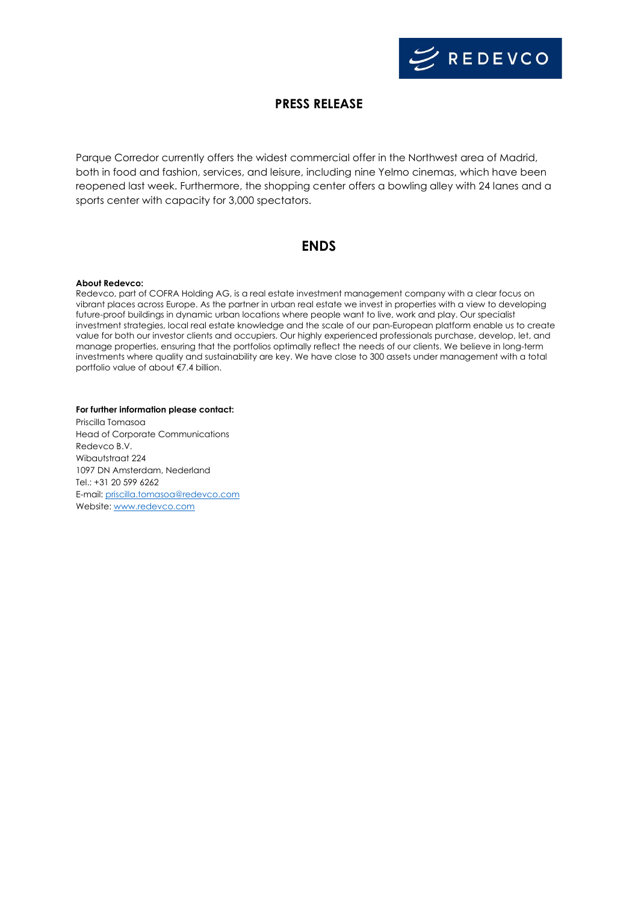**PRESS RELEASE**

Parque Corredor currently offers the widest commercial offer in the Northwest area of Madrid, both in food and fashion, services, and leisure, including nine Yelmo cinemas, which have been reopened last week. Furthermore, the shopping center offers a bowling alley with 24 lanes and a sports center with capacity for 3,000 spectators.

## ENDS

**About Redevco:**
Redevco, part of COFRA Holding AG, is a real estate investment management company with a clear focus on vibrant places across Europe. As the partner in urban real estate we invest in properties with a view to developing future-proof buildings in dynamic urban locations where people want to live, work and play. Our specialist investment strategies, local real estate knowledge and the scale of our pan-European platform enable us to create value for both our investor clients and occupiers. Our highly experienced professionals purchase, develop, let, and manage properties, ensuring that the portfolios optimally reflect the needs of our clients. We believe in long-term investments where quality and sustainability are key. We have close to 300 assets under management with a total portfolio value of about €7.4 billion.

**For further information please contact:**
Priscilla Tomasoa
Head of Corporate Communications
Redevco B.V.
Wibautstraat 224
1097 DN Amsterdam, Nederland
Tel.: +31 20 599 6262
E-mail: priscilla.tomasoa@redevco.com
Website: www.redevco.com